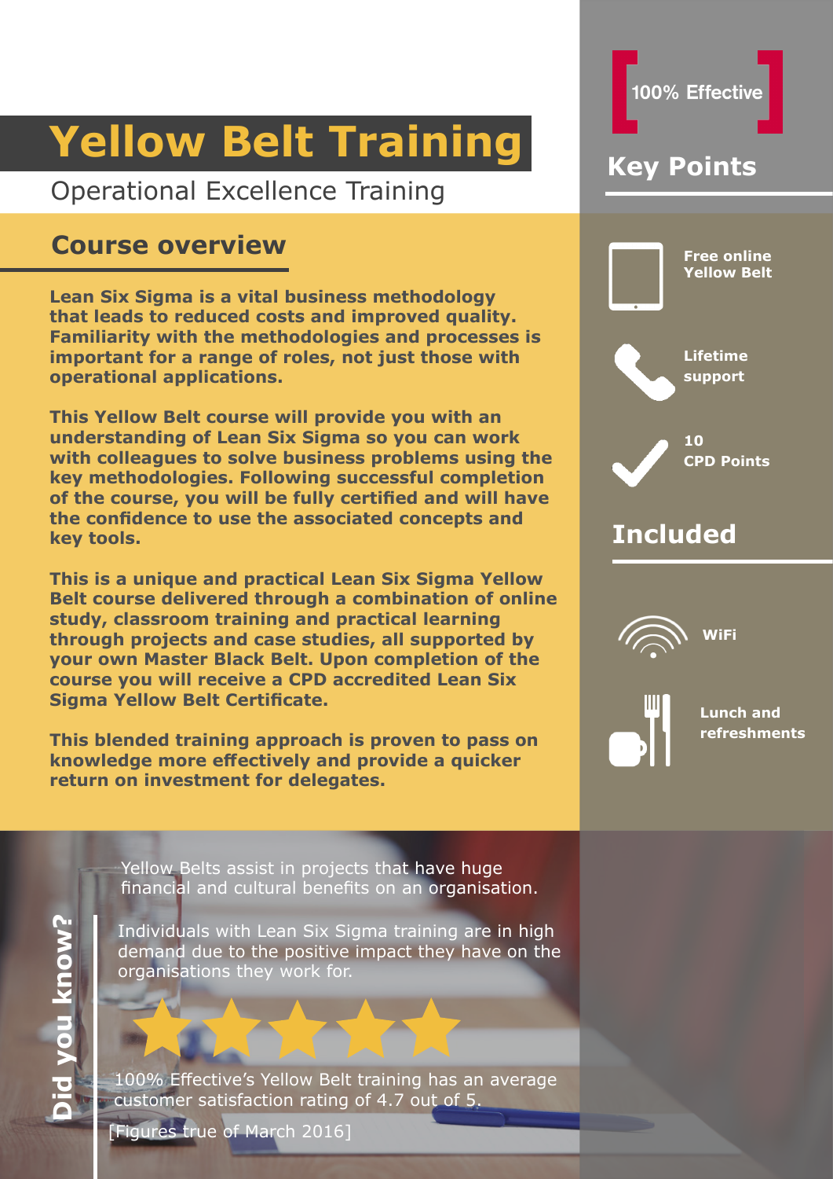# Yellow Belt Training

Operational Excellence Training

## Course overview

**Lean Six Sigma is a vital business methodology that leads to reduced costs and improved quality. Familiarity with the methodologies and processes is important for a range of roles, not just those with operational applications.**

**This Yellow Belt course will provide you with an understanding of Lean Six Sigma so you can work with colleagues to solve business problems using the key methodologies. Following successful completion of the course, you will be fully certified and will have the confidence to use the associated concepts and key tools.**

**This is a unique and practical Lean Six Sigma Yellow Belt course delivered through a combination of online study, classroom training and practical learning through projects and case studies, all supported by your own Master Black Belt. Upon completion of the course you will receive a CPD accredited Lean Six Sigma Yellow Belt Certificate.**

**This blended training approach is proven to pass on knowledge more effectively and provide a quicker return on investment for delegates.**

100% Effective

## Key Points

- **Free online Yellow Belt**
- **Lifetime support**
- **10 CPD Points**

## Included

- **WiFi**
- **Lunch and refreshments**

## Did you know?

Yellow Belts assist in projects that have huge financial and cultural benefits on an organisation.

Individuals with Lean Six Sigma training are in high demand due to the positive impact they have on the organisations they work for.

100% Effective's Yellow Belt training has an average customer satisfaction rating of 4.7 out of 5.

[Figures true of March 2016]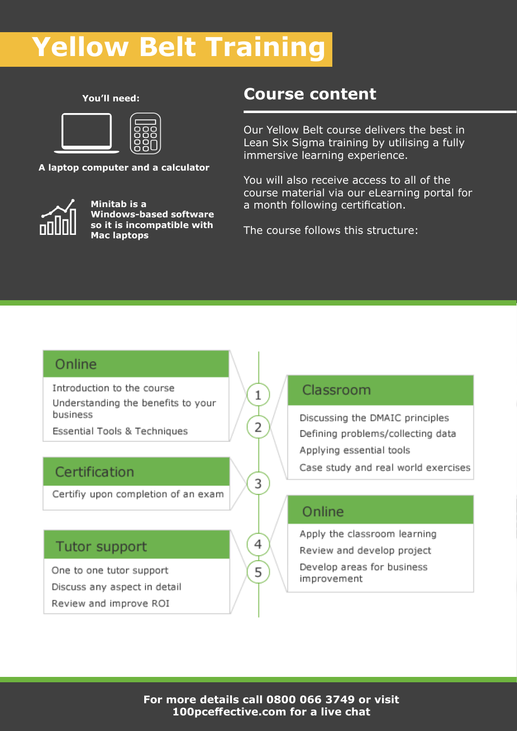# Yellow Belt Training

**You'll need:**

**A laptop computer and a calculator**

**Minitab is a Windows-based software so it is incompatible with Mac laptops**

## Course content

Our Yellow Belt course delivers the best in Lean Six Sigma training by utilising a fully immersive learning experience.

You will also receive access to all of the course material via our eLearning portal for a month following certification.

The course follows this structure:

### 1. Online

- Introduction to the course
- Understanding the benefits to your business
- Essential Tools & Techniques

### 2. Classroom

- Discussing the DMAIC principles
- Defining problems/collecting data
- Applying essential tools
- Case study and real world exercises

### 3. Certification

- Certifiy upon completion of an exam

### 4. Online

- Apply the classroom learning
- Review and develop project
- Develop areas for business improvement

### 5. Tutor support

- One to one tutor support
- Discuss any aspect in detail
- Review and improve ROI

**For more details call 0800 066 3749 or visit 100pceffective.com for a live chat**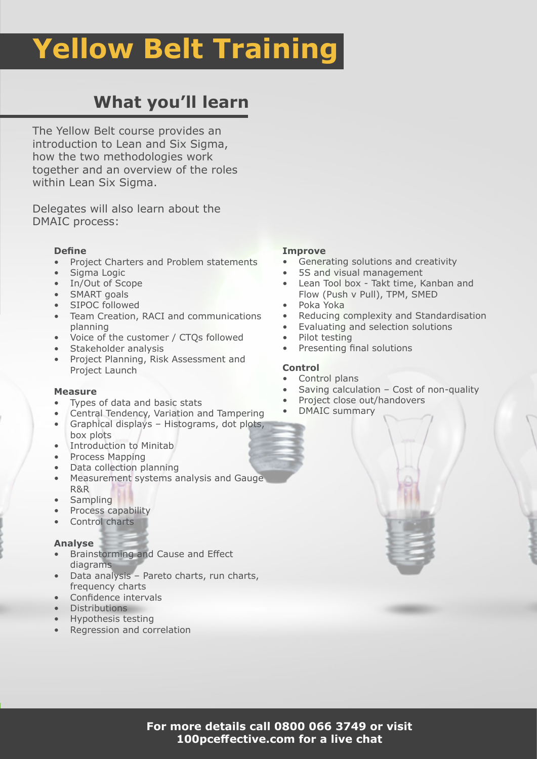# Yellow Belt Training

## What you'll learn

The Yellow Belt course provides an introduction to Lean and Six Sigma, how the two methodologies work together and an overview of the roles within Lean Six Sigma.

Delegates will also learn about the DMAIC process:

**Define**

- Project Charters and Problem statements
- Sigma Logic
- In/Out of Scope
- SMART goals
- SIPOC followed
- Team Creation, RACI and communications planning
- Voice of the customer / CTQs followed
- Stakeholder analysis
- Project Planning, Risk Assessment and Project Launch

**Measure**

- Types of data and basic stats
- Central Tendency, Variation and Tampering
- Graphical displays – Histograms, dot plots, box plots
- Introduction to Minitab
- Process Mapping
- Data collection planning
- Measurement systems analysis and Gauge R&R
- Sampling
- Process capability
- Control charts

**Analyse**

- Brainstorming and Cause and Effect diagrams
- Data analysis – Pareto charts, run charts, frequency charts
- Confidence intervals
- Distributions
- Hypothesis testing
- Regression and correlation

**Improve**

- Generating solutions and creativity
- 5S and visual management
- Lean Tool box - Takt time, Kanban and Flow (Push v Pull), TPM, SMED
- Poka Yoka
- Reducing complexity and Standardisation
- Evaluating and selection solutions
- Pilot testing
- Presenting final solutions

**Control**

- Control plans
- Saving calculation – Cost of non-quality
- Project close out/handovers
- DMAIC summary

**For more details call 0800 066 3749 or visit 100pceffective.com for a live chat**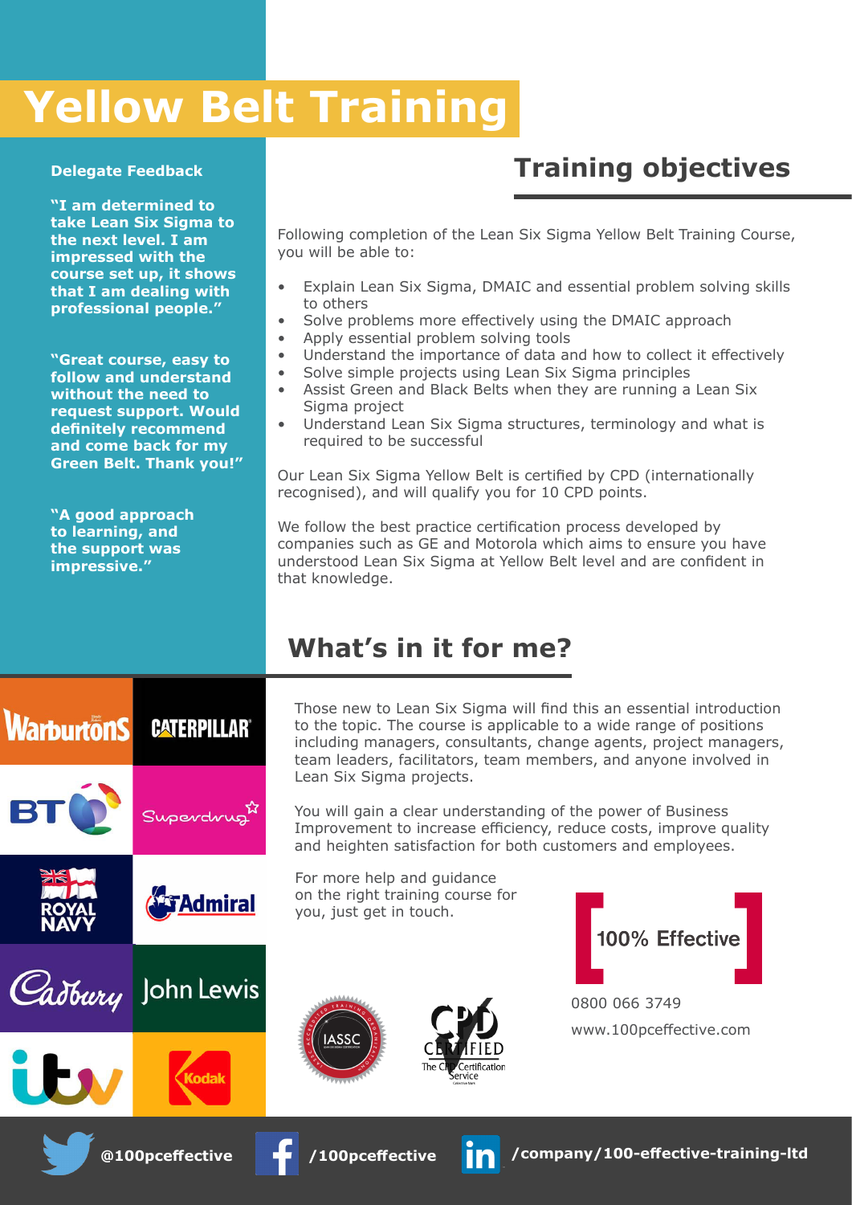# Yellow Belt Training

**Delegate Feedback**

**"I am determined to take Lean Six Sigma to the next level. I am impressed with the course set up, it shows that I am dealing with professional people."**

**"Great course, easy to follow and understand without the need to request support. Would definitely recommend and come back for my Green Belt. Thank you!"**

**"A good approach to learning, and the support was impressive."**

## Training objectives

Following completion of the Lean Six Sigma Yellow Belt Training Course, you will be able to:

- Explain Lean Six Sigma, DMAIC and essential problem solving skills to others
- Solve problems more effectively using the DMAIC approach
- Apply essential problem solving tools
- Understand the importance of data and how to collect it effectively
- Solve simple projects using Lean Six Sigma principles
- Assist Green and Black Belts when they are running a Lean Six Sigma project
- Understand Lean Six Sigma structures, terminology and what is required to be successful

Our Lean Six Sigma Yellow Belt is certified by CPD (internationally recognised), and will qualify you for 10 CPD points.

We follow the best practice certification process developed by companies such as GE and Motorola which aims to ensure you have understood Lean Six Sigma at Yellow Belt level and are confident in that knowledge.

## What's in it for me?

Those new to Lean Six Sigma will find this an essential introduction to the topic. The course is applicable to a wide range of positions including managers, consultants, change agents, project managers, team leaders, facilitators, team members, and anyone involved in Lean Six Sigma projects.

You will gain a clear understanding of the power of Business Improvement to increase efficiency, reduce costs, improve quality and heighten satisfaction for both customers and employees.

For more help and guidance on the right training course for you, just get in touch.

100% Effective

0800 066 3749

www.100pceffective.com

@100pceffective

/100pceffective

/company/100-effective-training-ltd